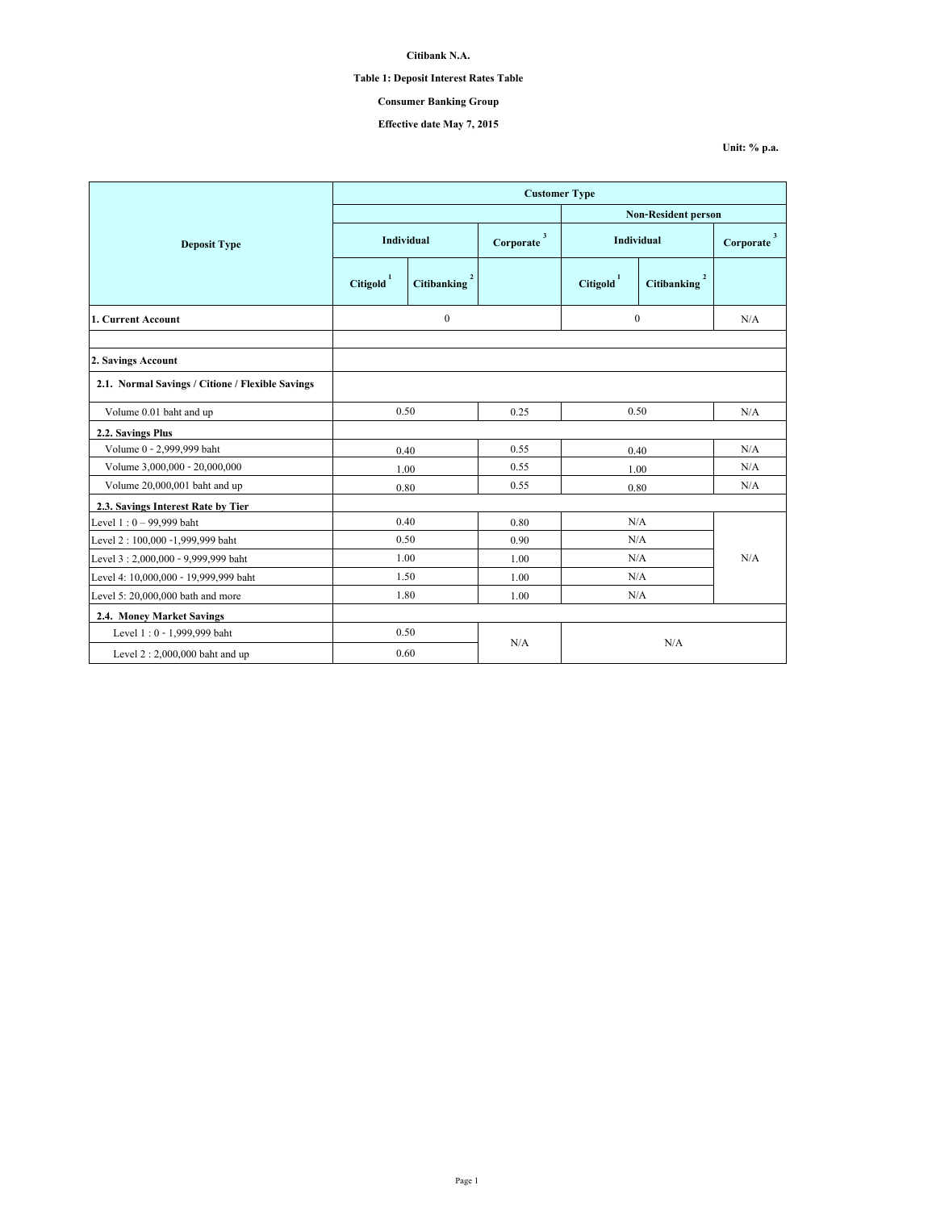**Citibank N.A.**

**Table 1: Deposit Interest Rates Table**

**Consumer Banking Group**

**Effective date May 7, 2015**

**Unit: % p.a.**

| Deposit Type | Customer Type | | | | | |
|---|---|---|---|---|---|---|
| | | | | Non-Resident person | | |
| | Individual | | Corporate [3] | Individual | | Corporate [3] |
| | Citigold [1] | Citibanking [2] | | Citigold [1] | Citibanking [2] | |
| **1. Current Account** | 0 | | | 0 | | N/A |
| | | | | | | |
| **2. Savings Account** | | | | | | |
| **2.1. Normal Savings / Citione / Flexible Savings** | | | | | | |
| Volume 0.01 baht and up | 0.50 | | 0.25 | 0.50 | | N/A |
| **2.2. Savings Plus** | | | | | | |
| Volume 0 - 2,999,999 baht | 0.40 | | 0.55 | 0.40 | | N/A |
| Volume 3,000,000 - 20,000,000 | 1.00 | | 0.55 | 1.00 | | N/A |
| Volume 20,000,001 baht and up | 0.80 | | 0.55 | 0.80 | | N/A |
| **2.3. Savings Interest Rate by Tier** | | | | | | |
| Level 1 : 0 – 99,999 baht | 0.40 | | 0.80 | N/A | | N/A |
| Level 2 : 100,000 -1,999,999 baht | 0.50 | | 0.90 | N/A | | |
| Level 3 : 2,000,000 - 9,999,999 baht | 1.00 | | 1.00 | N/A | | |
| Level 4: 10,000,000 - 19,999,999 baht | 1.50 | | 1.00 | N/A | | |
| Level 5: 20,000,000 bath and more | 1.80 | | 1.00 | N/A | | |
| **2.4. Money Market Savings** | | | | | | |
| Level 1 : 0 - 1,999,999 baht | 0.50 | | N/A | N/A | | |
| Level 2 : 2,000,000 baht and up | 0.60 | | | | | |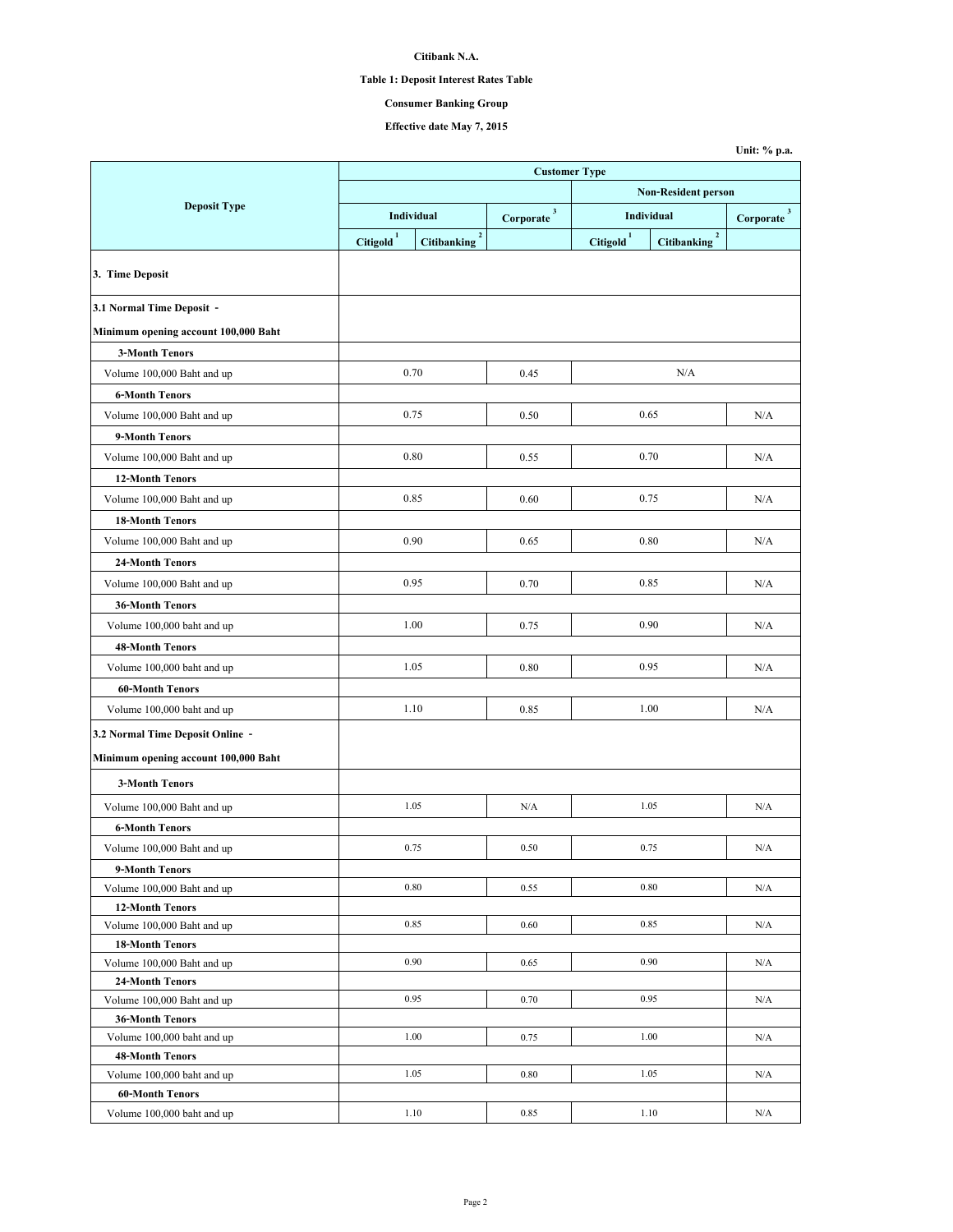**Citibank N.A.**

**Table 1: Deposit Interest Rates Table**

**Consumer Banking Group**

**Effective date May 7, 2015**

**Unit: % p.a.**

| Deposit Type | Customer Type | | | | | |
|---|---|---|---|---|---|---|
| | | | | Non-Resident person | | |
| | Individual | | Corporate [3] | Individual | | Corporate [3] |
| | Citigold [1] | Citibanking [2] | | Citigold [1] | Citibanking [2] | |
| **3. Time Deposit** | | | | | | |
| **3.1 Normal Time Deposit - Minimum opening account 100,000 Baht** | | | | | | |
| **3-Month Tenors** | | | | | | |
| Volume 100,000 Baht and up | 0.70 | | 0.45 | N/A | | |
| **6-Month Tenors** | | | | | | |
| Volume 100,000 Baht and up | 0.75 | | 0.50 | 0.65 | | N/A |
| **9-Month Tenors** | | | | | | |
| Volume 100,000 Baht and up | 0.80 | | 0.55 | 0.70 | | N/A |
| **12-Month Tenors** | | | | | | |
| Volume 100,000 Baht and up | 0.85 | | 0.60 | 0.75 | | N/A |
| **18-Month Tenors** | | | | | | |
| Volume 100,000 Baht and up | 0.90 | | 0.65 | 0.80 | | N/A |
| **24-Month Tenors** | | | | | | |
| Volume 100,000 Baht and up | 0.95 | | 0.70 | 0.85 | | N/A |
| **36-Month Tenors** | | | | | | |
| Volume 100,000 baht and up | 1.00 | | 0.75 | 0.90 | | N/A |
| **48-Month Tenors** | | | | | | |
| Volume 100,000 baht and up | 1.05 | | 0.80 | 0.95 | | N/A |
| **60-Month Tenors** | | | | | | |
| Volume 100,000 baht and up | 1.10 | | 0.85 | 1.00 | | N/A |
| **3.2 Normal Time Deposit Online - Minimum opening account 100,000 Baht** | | | | | | |
| **3-Month Tenors** | | | | | | |
| Volume 100,000 Baht and up | 1.05 | | N/A | 1.05 | | N/A |
| **6-Month Tenors** | | | | | | |
| Volume 100,000 Baht and up | 0.75 | | 0.50 | 0.75 | | N/A |
| **9-Month Tenors** | | | | | | |
| Volume 100,000 Baht and up | 0.80 | | 0.55 | 0.80 | | N/A |
| **12-Month Tenors** | | | | | | |
| Volume 100,000 Baht and up | 0.85 | | 0.60 | 0.85 | | N/A |
| **18-Month Tenors** | | | | | | |
| Volume 100,000 Baht and up | 0.90 | | 0.65 | 0.90 | | N/A |
| **24-Month Tenors** | | | | | | |
| Volume 100,000 Baht and up | 0.95 | | 0.70 | 0.95 | | N/A |
| **36-Month Tenors** | | | | | | |
| Volume 100,000 baht and up | 1.00 | | 0.75 | 1.00 | | N/A |
| **48-Month Tenors** | | | | | | |
| Volume 100,000 baht and up | 1.05 | | 0.80 | 1.05 | | N/A |
| **60-Month Tenors** | | | | | | |
| Volume 100,000 baht and up | 1.10 | | 0.85 | 1.10 | | N/A |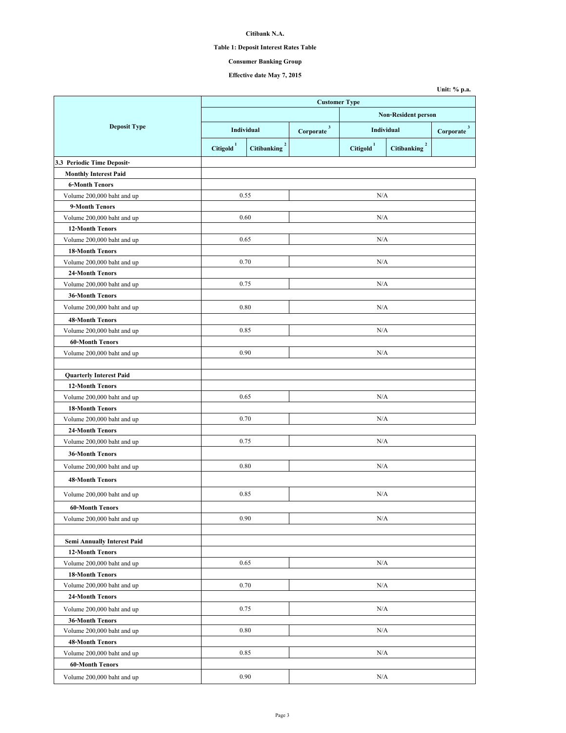**Citibank N.A.**

**Table 1: Deposit Interest Rates Table**

**Consumer Banking Group**

**Effective date May 7, 2015**

**Unit: % p.a.**

| Deposit Type | Customer Type | | | | | |
|---|---|---|---|---|---|---|
| | | | | Non-Resident person | | |
| | Individual | | Corporate [3] | Individual | | Corporate [3] |
| | Citigold [1] | Citibanking [2] | | Citigold [1] | Citibanking [2] | |
| **3.3 Periodic Time Deposit-** | | | | | | |
| **Monthly Interest Paid** | | | | | | |
| **6-Month Tenors** | | | | | | |
| Volume 200,000 baht and up | 0.55 | | N/A | | | |
| **9-Month Tenors** | | | | | | |
| Volume 200,000 baht and up | 0.60 | | N/A | | | |
| **12-Month Tenors** | | | | | | |
| Volume 200,000 baht and up | 0.65 | | N/A | | | |
| **18-Month Tenors** | | | | | | |
| Volume 200,000 baht and up | 0.70 | | N/A | | | |
| **24-Month Tenors** | | | | | | |
| Volume 200,000 baht and up | 0.75 | | N/A | | | |
| **36-Month Tenors** | | | | | | |
| Volume 200,000 baht and up | 0.80 | | N/A | | | |
| **48-Month Tenors** | | | | | | |
| Volume 200,000 baht and up | 0.85 | | N/A | | | |
| **60-Month Tenors** | | | | | | |
| Volume 200,000 baht and up | 0.90 | | N/A | | | |
| | | | | | | |
| **Quarterly Interest Paid** | | | | | | |
| **12-Month Tenors** | | | | | | |
| Volume 200,000 baht and up | 0.65 | | N/A | | | |
| **18-Month Tenors** | | | | | | |
| Volume 200,000 baht and up | 0.70 | | N/A | | | |
| **24-Month Tenors** | | | | | | |
| Volume 200,000 baht and up | 0.75 | | N/A | | | |
| **36-Month Tenors** | | | | | | |
| Volume 200,000 baht and up | 0.80 | | N/A | | | |
| **48-Month Tenors** | | | | | | |
| Volume 200,000 baht and up | 0.85 | | N/A | | | |
| **60-Month Tenors** | | | | | | |
| Volume 200,000 baht and up | 0.90 | | N/A | | | |
| | | | | | | |
| **Semi Annually Interest Paid** | | | | | | |
| **12-Month Tenors** | | | | | | |
| Volume 200,000 baht and up | 0.65 | | N/A | | | |
| **18-Month Tenors** | | | | | | |
| Volume 200,000 baht and up | 0.70 | | N/A | | | |
| **24-Month Tenors** | | | | | | |
| Volume 200,000 baht and up | 0.75 | | N/A | | | |
| **36-Month Tenors** | | | | | | |
| Volume 200,000 baht and up | 0.80 | | N/A | | | |
| **48-Month Tenors** | | | | | | |
| Volume 200,000 baht and up | 0.85 | | N/A | | | |
| **60-Month Tenors** | | | | | | |
| Volume 200,000 baht and up | 0.90 | | N/A | | | |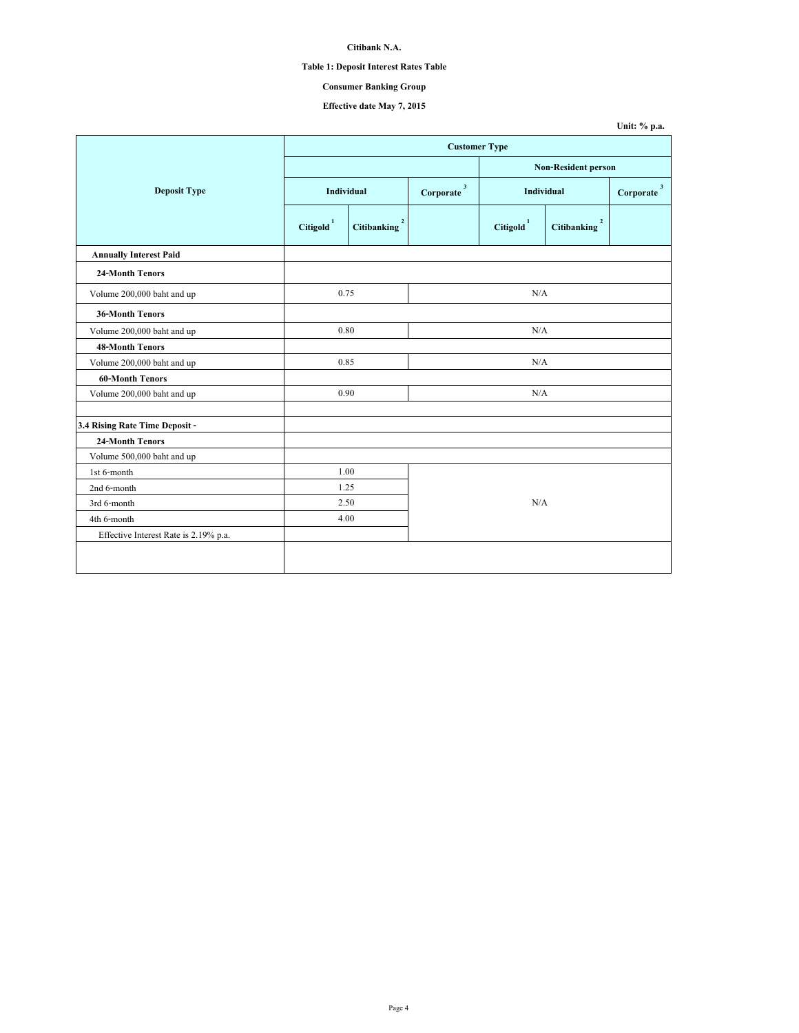**Citibank N.A.**

**Table 1: Deposit Interest Rates Table**

**Consumer Banking Group**

**Effective date May 7, 2015**

**Unit: % p.a.**

| Deposit Type | Customer Type | | | | | |
|---|---|---|---|---|---|---|
| | | | | Non-Resident person | | |
| | Individual | | Corporate [3] | Individual | | Corporate [3] |
| | Citigold [1] | Citibanking [2] | | Citigold [1] | Citibanking [2] | |
| **Annually Interest Paid** | | | | | | |
| **24-Month Tenors** | | | | | | |
| Volume 200,000 baht and up | 0.75 | | N/A | | | |
| **36-Month Tenors** | | | | | | |
| Volume 200,000 baht and up | 0.80 | | N/A | | | |
| **48-Month Tenors** | | | | | | |
| Volume 200,000 baht and up | 0.85 | | N/A | | | |
| **60-Month Tenors** | | | | | | |
| Volume 200,000 baht and up | 0.90 | | N/A | | | |
| | | | | | | |
| **3.4 Rising Rate Time Deposit -** | | | | | | |
| **24-Month Tenors** | | | | | | |
| Volume 500,000 baht and up | | | | | | |
| 1st 6-month | 1.00 | | N/A | | | |
| 2nd 6-month | 1.25 | | | | | |
| 3rd 6-month | 2.50 | | | | | |
| 4th 6-month | 4.00 | | | | | |
| Effective Interest Rate is 2.19% p.a. | | | | | | |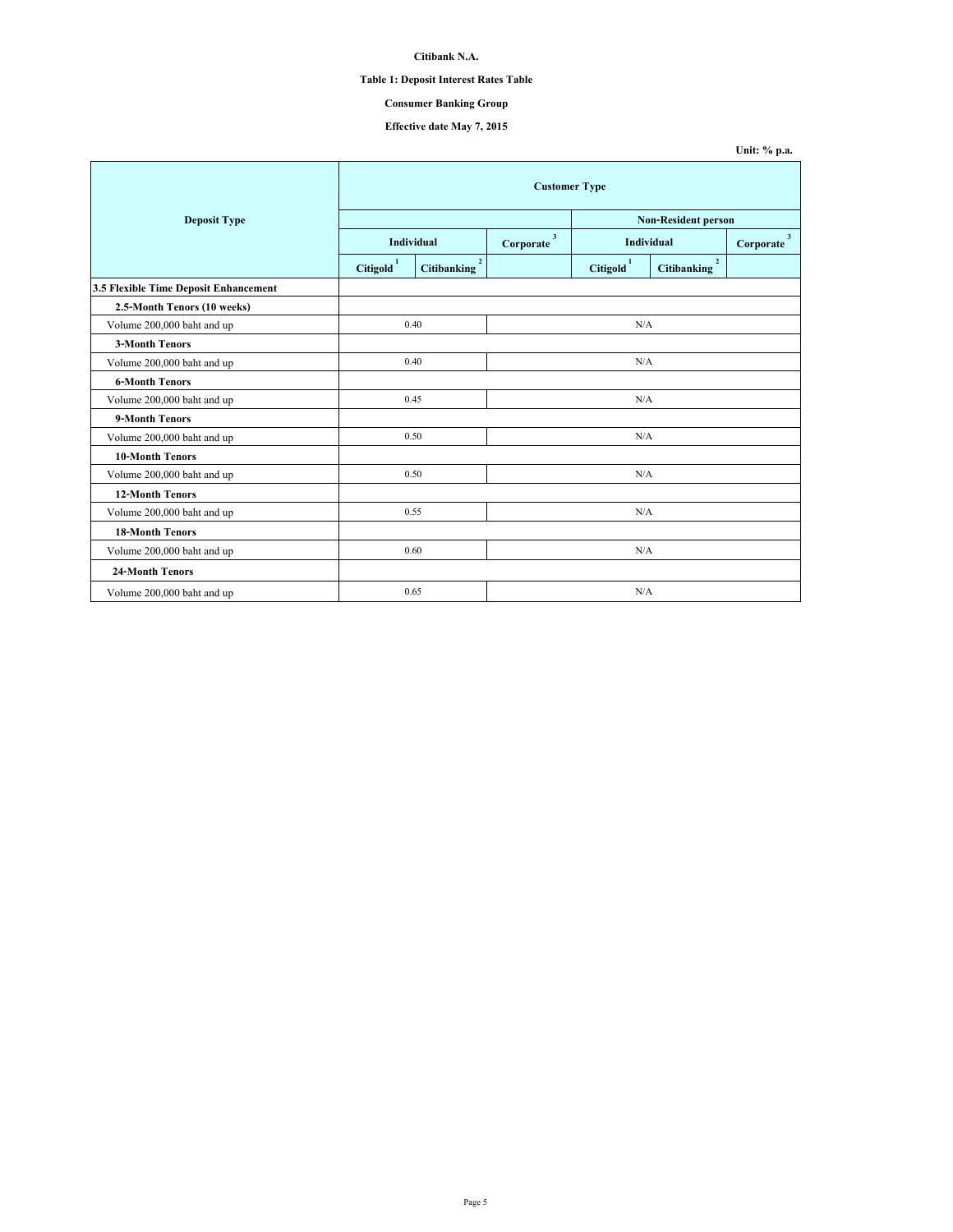**Citibank N.A.**

**Table 1: Deposit Interest Rates Table**

**Consumer Banking Group**

**Effective date May 7, 2015**

**Unit: % p.a.**

| Deposit Type | Customer Type | | | | | |
|---|---|---|---|---|---|---|
| | | | | Non-Resident person | | |
| | Individual | | Corporate [3] | Individual | | Corporate [3] |
| | Citigold [1] | Citibanking [2] | | Citigold [1] | Citibanking [2] | |
| **3.5 Flexible Time Deposit Enhancement** | | | | | | |
| **2.5-Month Tenors (10 weeks)** | | | | | | |
| Volume 200,000 baht and up | 0.40 | | N/A | | | |
| **3-Month Tenors** | | | | | | |
| Volume 200,000 baht and up | 0.40 | | N/A | | | |
| **6-Month Tenors** | | | | | | |
| Volume 200,000 baht and up | 0.45 | | N/A | | | |
| **9-Month Tenors** | | | | | | |
| Volume 200,000 baht and up | 0.50 | | N/A | | | |
| **10-Month Tenors** | | | | | | |
| Volume 200,000 baht and up | 0.50 | | N/A | | | |
| **12-Month Tenors** | | | | | | |
| Volume 200,000 baht and up | 0.55 | | N/A | | | |
| **18-Month Tenors** | | | | | | |
| Volume 200,000 baht and up | 0.60 | | N/A | | | |
| **24-Month Tenors** | | | | | | |
| Volume 200,000 baht and up | 0.65 | | N/A | | | |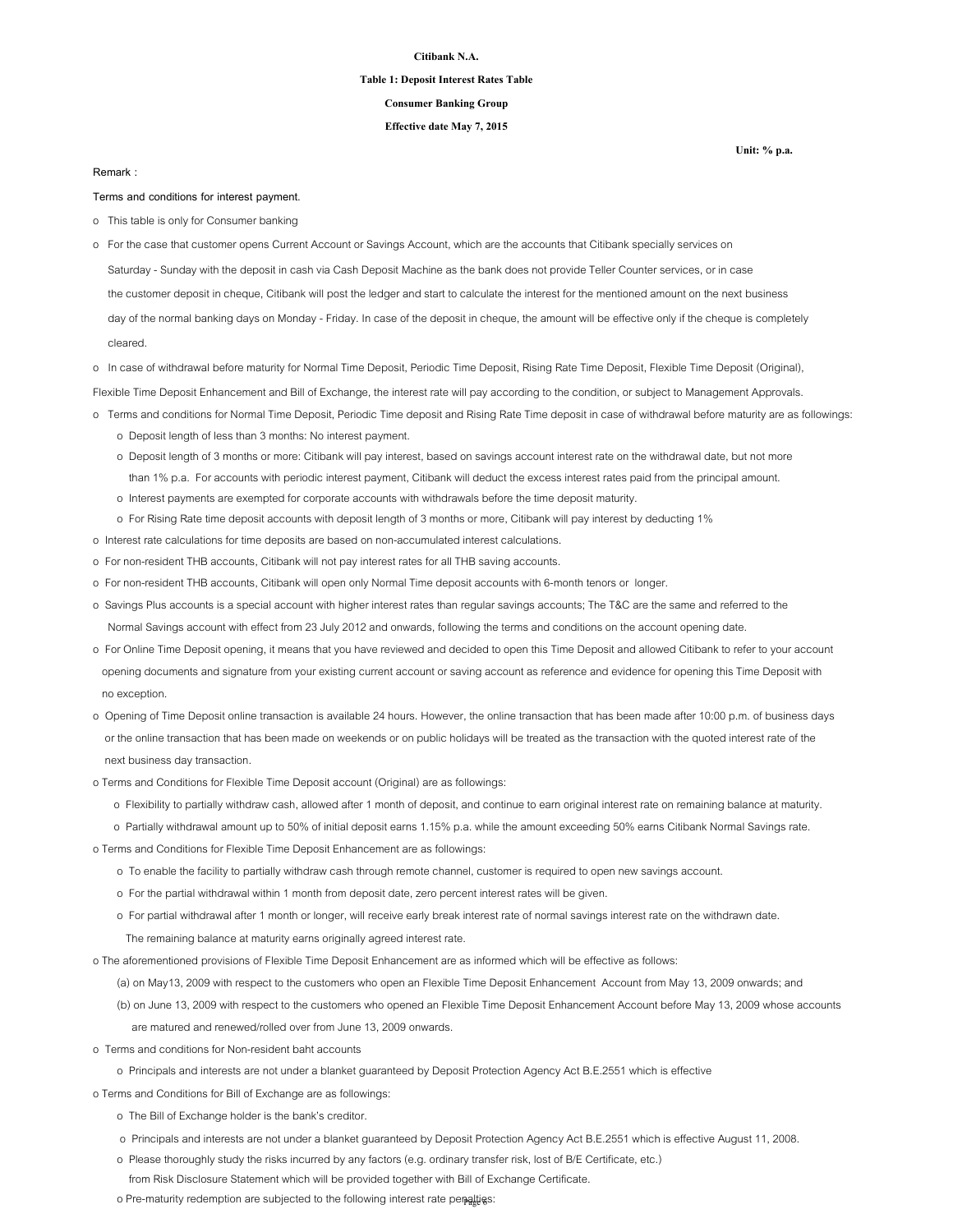**Citibank N.A.**

**Table 1: Deposit Interest Rates Table**

**Consumer Banking Group**

**Effective date May 7, 2015**

**Unit: % p.a.**

Remark :

Terms and conditions for interest payment.

- This table is only for Consumer banking
- For the case that customer opens Current Account or Savings Account, which are the accounts that Citibank specially services on Saturday - Sunday with the deposit in cash via Cash Deposit Machine as the bank does not provide Teller Counter services, or in case the customer deposit in cheque, Citibank will post the ledger and start to calculate the interest for the mentioned amount on the next business day of the normal banking days on Monday - Friday. In case of the deposit in cheque, the amount will be effective only if the cheque is completely cleared.
- In case of withdrawal before maturity for Normal Time Deposit, Periodic Time Deposit, Rising Rate Time Deposit, Flexible Time Deposit (Original), Flexible Time Deposit Enhancement and Bill of Exchange, the interest rate will pay according to the condition, or subject to Management Approvals.
- Terms and conditions for Normal Time Deposit, Periodic Time deposit and Rising Rate Time deposit in case of withdrawal before maturity are as followings:
  - Deposit length of less than 3 months: No interest payment.
  - Deposit length of 3 months or more: Citibank will pay interest, based on savings account interest rate on the withdrawal date, but not more than 1% p.a. For accounts with periodic interest payment, Citibank will deduct the excess interest rates paid from the principal amount.
  - Interest payments are exempted for corporate accounts with withdrawals before the time deposit maturity.
  - For Rising Rate time deposit accounts with deposit length of 3 months or more, Citibank will pay interest by deducting 1%
- Interest rate calculations for time deposits are based on non-accumulated interest calculations.
- For non-resident THB accounts, Citibank will not pay interest rates for all THB saving accounts.
- For non-resident THB accounts, Citibank will open only Normal Time deposit accounts with 6-month tenors or longer.
- Savings Plus accounts is a special account with higher interest rates than regular savings accounts; The T&C are the same and referred to the Normal Savings account with effect from 23 July 2012 and onwards, following the terms and conditions on the account opening date.
- For Online Time Deposit opening, it means that you have reviewed and decided to open this Time Deposit and allowed Citibank to refer to your account opening documents and signature from your existing current account or saving account as reference and evidence for opening this Time Deposit with no exception.
- Opening of Time Deposit online transaction is available 24 hours. However, the online transaction that has been made after 10:00 p.m. of business days or the online transaction that has been made on weekends or on public holidays will be treated as the transaction with the quoted interest rate of the next business day transaction.
- Terms and Conditions for Flexible Time Deposit account (Original) are as followings:
  - Flexibility to partially withdraw cash, allowed after 1 month of deposit, and continue to earn original interest rate on remaining balance at maturity.
  - Partially withdrawal amount up to 50% of initial deposit earns 1.15% p.a. while the amount exceeding 50% earns Citibank Normal Savings rate.
- Terms and Conditions for Flexible Time Deposit Enhancement are as followings:
  - To enable the facility to partially withdraw cash through remote channel, customer is required to open new savings account.
  - For the partial withdrawal within 1 month from deposit date, zero percent interest rates will be given.
  - For partial withdrawal after 1 month or longer, will receive early break interest rate of normal savings interest rate on the withdrawn date. The remaining balance at maturity earns originally agreed interest rate.
- The aforementioned provisions of Flexible Time Deposit Enhancement are as informed which will be effective as follows:
  - (a) on May13, 2009 with respect to the customers who open an Flexible Time Deposit Enhancement Account from May 13, 2009 onwards; and
  - (b) on June 13, 2009 with respect to the customers who opened an Flexible Time Deposit Enhancement Account before May 13, 2009 whose accounts are matured and renewed/rolled over from June 13, 2009 onwards.
- Terms and conditions for Non-resident baht accounts
  - Principals and interests are not under a blanket guaranteed by Deposit Protection Agency Act B.E.2551 which is effective
- Terms and Conditions for Bill of Exchange are as followings:
  - The Bill of Exchange holder is the bank's creditor.
  - Principals and interests are not under a blanket guaranteed by Deposit Protection Agency Act B.E.2551 which is effective August 11, 2008.
  - Please thoroughly study the risks incurred by any factors (e.g. ordinary transfer risk, lost of B/E Certificate, etc.) from Risk Disclosure Statement which will be provided together with Bill of Exchange Certificate.
  - Pre-maturity redemption are subjected to the following interest rate penalties: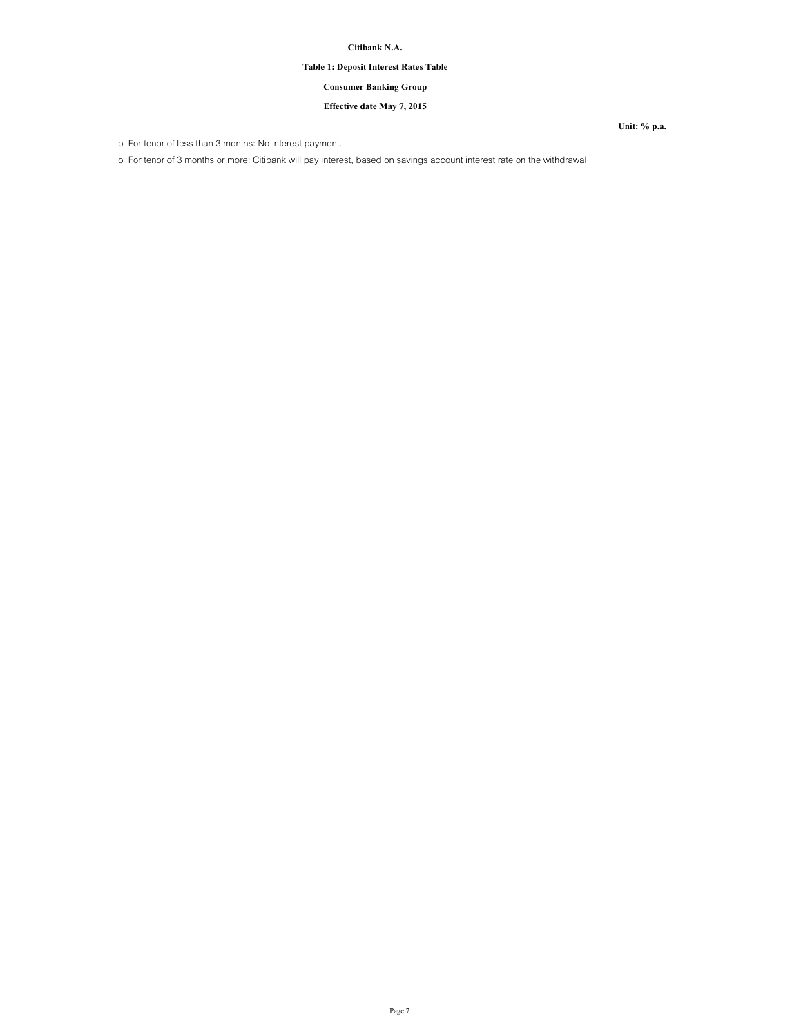**Citibank N.A.**

**Table 1: Deposit Interest Rates Table**

**Consumer Banking Group**

**Effective date May 7, 2015**

**Unit: % p.a.**

- For tenor of less than 3 months: No interest payment.
- For tenor of 3 months or more: Citibank will pay interest, based on savings account interest rate on the withdrawal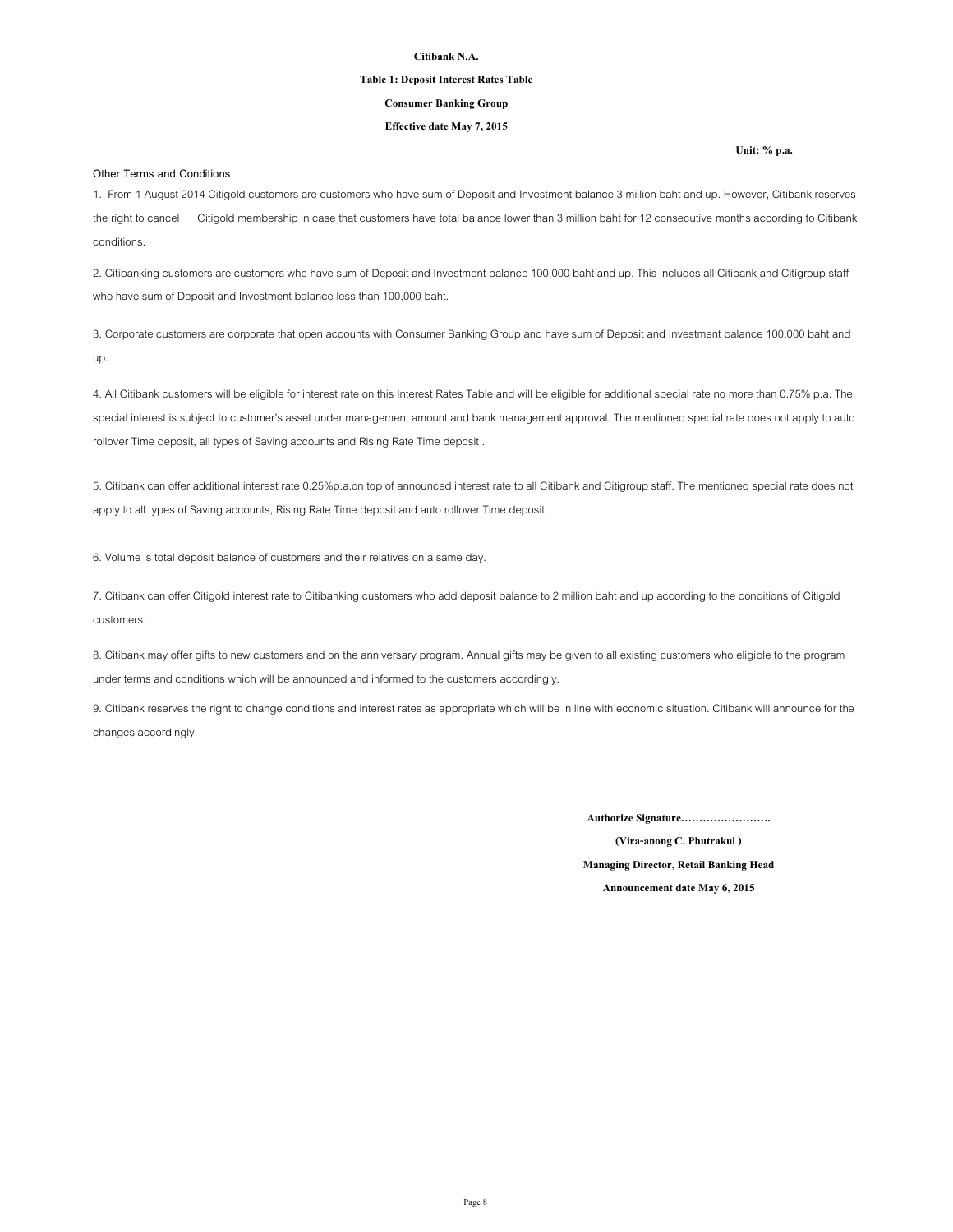**Citibank N.A.**

**Table 1: Deposit Interest Rates Table**

**Consumer Banking Group**

**Effective date May 7, 2015**

**Unit: % p.a.**

Other Terms and Conditions

1. From 1 August 2014 Citigold customers are customers who have sum of Deposit and Investment balance 3 million baht and up. However, Citibank reserves the right to cancel Citigold membership in case that customers have total balance lower than 3 million baht for 12 consecutive months according to Citibank conditions.

2. Citibanking customers are customers who have sum of Deposit and Investment balance 100,000 baht and up. This includes all Citibank and Citigroup staff who have sum of Deposit and Investment balance less than 100,000 baht.

3. Corporate customers are corporate that open accounts with Consumer Banking Group and have sum of Deposit and Investment balance 100,000 baht and up.

4. All Citibank customers will be eligible for interest rate on this Interest Rates Table and will be eligible for additional special rate no more than 0.75% p.a. The special interest is subject to customer's asset under management amount and bank management approval. The mentioned special rate does not apply to auto rollover Time deposit, all types of Saving accounts and Rising Rate Time deposit .

5. Citibank can offer additional interest rate 0.25%p.a.on top of announced interest rate to all Citibank and Citigroup staff. The mentioned special rate does not apply to all types of Saving accounts, Rising Rate Time deposit and auto rollover Time deposit.

6. Volume is total deposit balance of customers and their relatives on a same day.

7. Citibank can offer Citigold interest rate to Citibanking customers who add deposit balance to 2 million baht and up according to the conditions of Citigold customers.

8. Citibank may offer gifts to new customers and on the anniversary program. Annual gifts may be given to all existing customers who eligible to the program under terms and conditions which will be announced and informed to the customers accordingly.

9. Citibank reserves the right to change conditions and interest rates as appropriate which will be in line with economic situation. Citibank will announce for the changes accordingly.

**Authorize Signature…………………….**

**(Vira-anong C. Phutrakul )**

**Managing Director, Retail Banking Head**

**Announcement date May 6, 2015**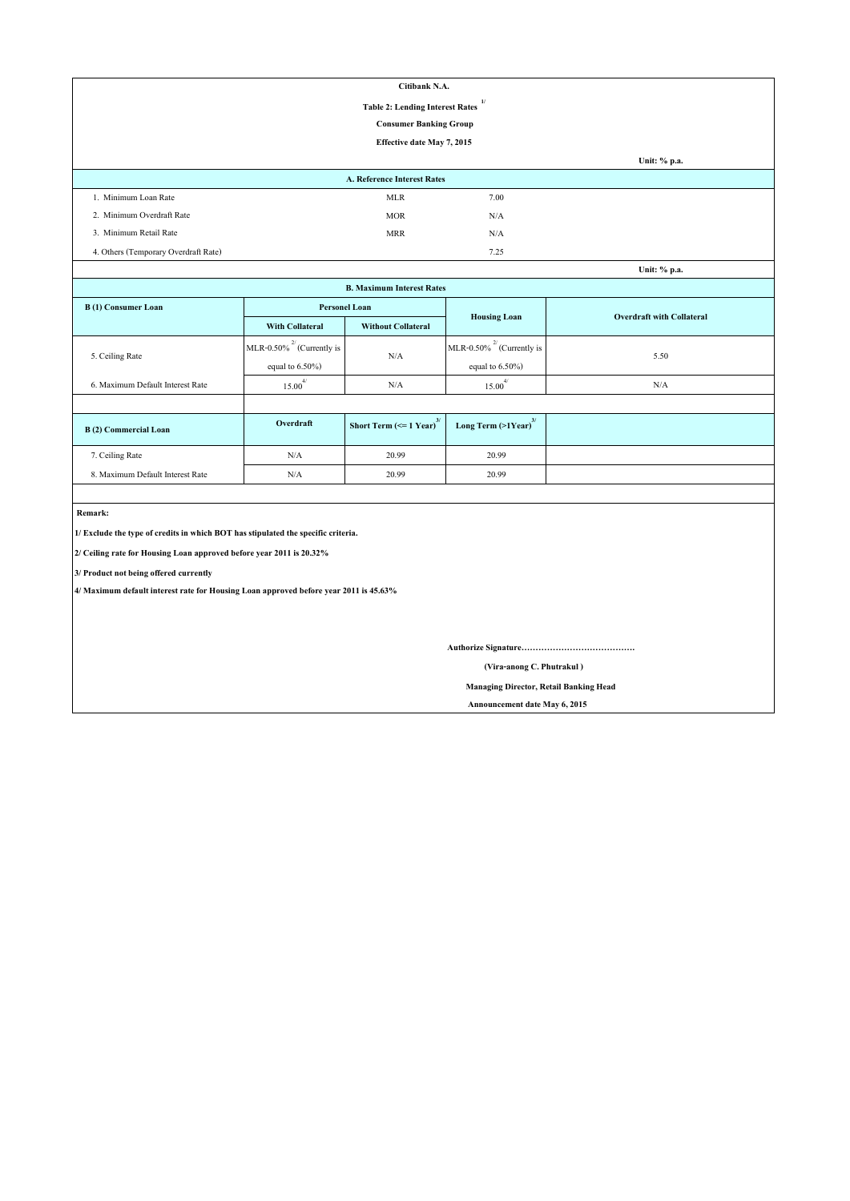**Citibank N.A.**

**Table 2: Lending Interest Rates [1/]**

**Consumer Banking Group**

**Effective date May 7, 2015**

Unit: % p.a.

**A. Reference Interest Rates**

| | | |
|---|---|---|
| 1. Minimum Loan Rate | MLR | 7.00 |
| 2. Minimum Overdraft Rate | MOR | N/A |
| 3. Minimum Retail Rate | MRR | N/A |
| 4. Others (Temporary Overdraft Rate) | | 7.25 |

Unit: % p.a.

**B. Maximum Interest Rates**

| B (1) Consumer Loan | Personel Loan | | Housing Loan | Overdraft with Collateral |
|---|---|---|---|---|
| | With Collateral | Without Collateral | | |
| 5. Ceiling Rate | MLR-0.50% [2/] (Currently is equal to 6.50%) | N/A | MLR-0.50% [2/] (Currently is equal to 6.50%) | 5.50 |
| 6. Maximum Default Interest Rate | 15.00 [4/] | N/A | 15.00 [4/] | N/A |

| B (2) Commercial Loan | Overdraft | Short Term (<= 1 Year) [3/] | Long Term (>1Year) [3/] |
|---|---|---|---|
| 7. Ceiling Rate | N/A | 20.99 | 20.99 |
| 8. Maximum Default Interest Rate | N/A | 20.99 | 20.99 |

**Remark:**

**1/ Exclude the type of credits in which BOT has stipulated the specific criteria.**

**2/ Ceiling rate for Housing Loan approved before year 2011 is 20.32%**

**3/ Product not being offered currently**

**4/ Maximum default interest rate for Housing Loan approved before year 2011 is 45.63%**

**Authorize Signature…………………………………**

**(Vira-anong C. Phutrakul )**

**Managing Director, Retail Banking Head**

**Announcement date May 6, 2015**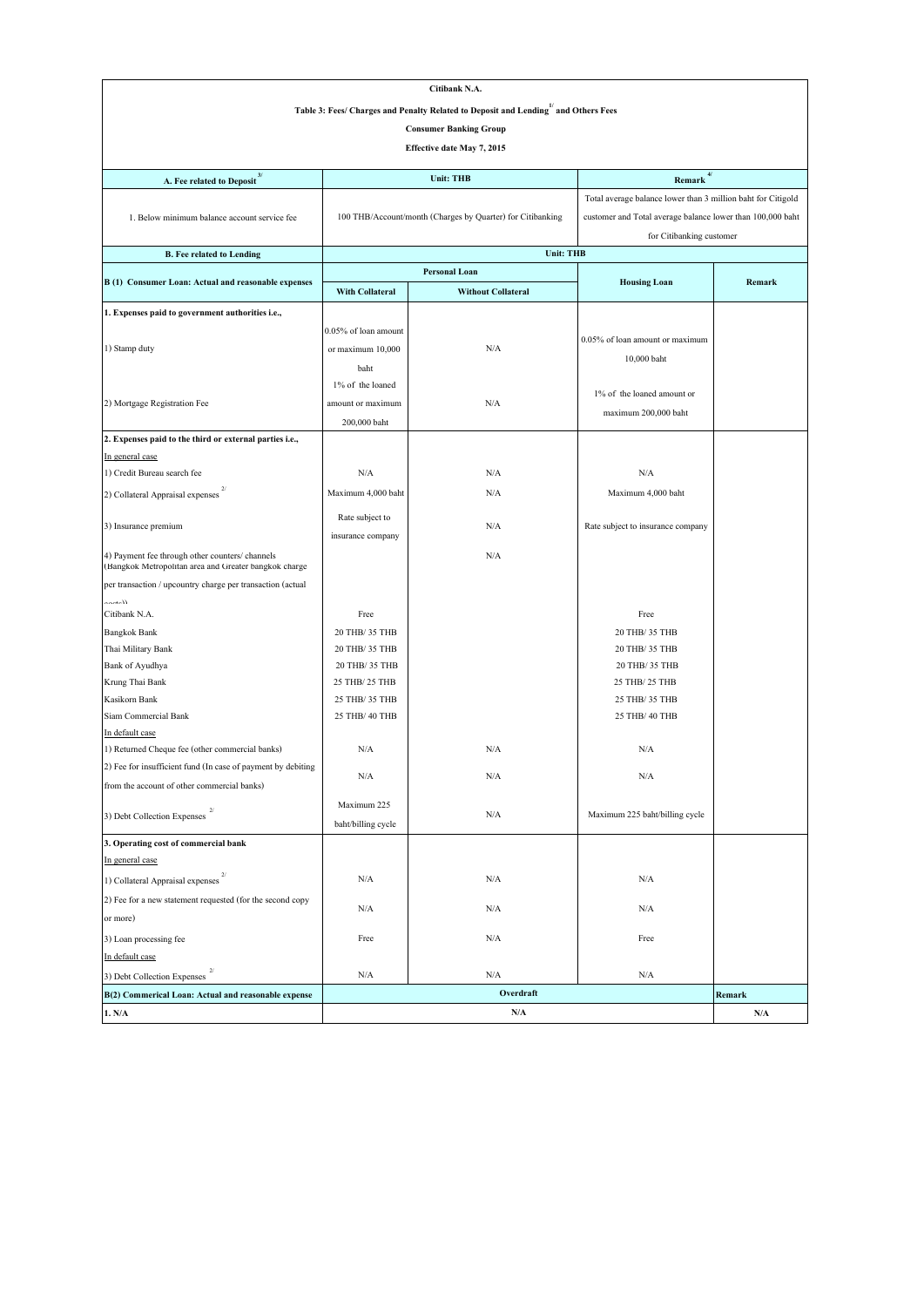**Citibank N.A.**

**Table 3: Fees/ Charges and Penalty Related to Deposit and Lending[1/] and Others Fees**

**Consumer Banking Group**

**Effective date May 7, 2015**

| A. Fee related to Deposit[3/] | Unit: THB | | Remark[4/] | |
|---|---|---|---|---|
| 1. Below minimum balance account service fee | 100 THB/Account/month (Charges by Quarter) for Citibanking | | Total average balance lower than 3 million baht for Citigold customer and Total average balance lower than 100,000 baht for Citibanking customer | |
| **B. Fee related to Lending** | **Unit: THB** | | | |
| **B (1) Consumer Loan: Actual and reasonable expenses** | **Personal Loan** | | **Housing Loan** | **Remark** |
| | **With Collateral** | **Without Collateral** | | |
| **1. Expenses paid to government authorities i.e.,** | | | | |
| 1) Stamp duty | 0.05% of loan amount or maximum 10,000 baht | N/A | 0.05% of loan amount or maximum 10,000 baht | |
| 2) Mortgage Registration Fee | 1% of the loaned amount or maximum 200,000 baht | N/A | 1% of the loaned amount or maximum 200,000 baht | |
| **2. Expenses paid to the third or external parties i.e.,** | | | | |
| In general case | | | | |
| 1) Credit Bureau search fee | N/A | N/A | N/A | |
| 2) Collateral Appraisal expenses[2/] | Maximum 4,000 baht | N/A | Maximum 4,000 baht | |
| 3) Insurance premium | Rate subject to insurance company | N/A | Rate subject to insurance company | |
| 4) Payment fee through other counters/ channels (Bangkok Metropolitan area and Greater bangkok charge per transaction / upcountry charge per transaction (actual costs)) | | N/A | | |
| Citibank N.A. | Free | | Free | |
| Bangkok Bank | 20 THB/ 35 THB | | 20 THB/ 35 THB | |
| Thai Military Bank | 20 THB/ 35 THB | | 20 THB/ 35 THB | |
| Bank of Ayudhya | 20 THB/ 35 THB | | 20 THB/ 35 THB | |
| Krung Thai Bank | 25 THB/ 25 THB | | 25 THB/ 25 THB | |
| Kasikorn Bank | 25 THB/ 35 THB | | 25 THB/ 35 THB | |
| Siam Commercial Bank | 25 THB/ 40 THB | | 25 THB/ 40 THB | |
| In default case | | | | |
| 1) Returned Cheque fee (other commercial banks) | N/A | N/A | N/A | |
| 2) Fee for insufficient fund (In case of payment by debiting from the account of other commercial banks) | N/A | N/A | N/A | |
| 3) Debt Collection Expenses[2/] | Maximum 225 baht/billing cycle | N/A | Maximum 225 baht/billing cycle | |
| **3. Operating cost of commercial bank** | | | | |
| In general case | | | | |
| 1) Collateral Appraisal expenses[2/] | N/A | N/A | N/A | |
| 2) Fee for a new statement requested (for the second copy or more) | N/A | N/A | N/A | |
| 3) Loan processing fee | Free | N/A | Free | |
| In default case | | | | |
| 3) Debt Collection Expenses[2/] | N/A | N/A | N/A | |
| **B(2) Commerical Loan: Actual and reasonable expense** | **Overdraft** | | | **Remark** |
| **1. N/A** | **N/A** | | | **N/A** |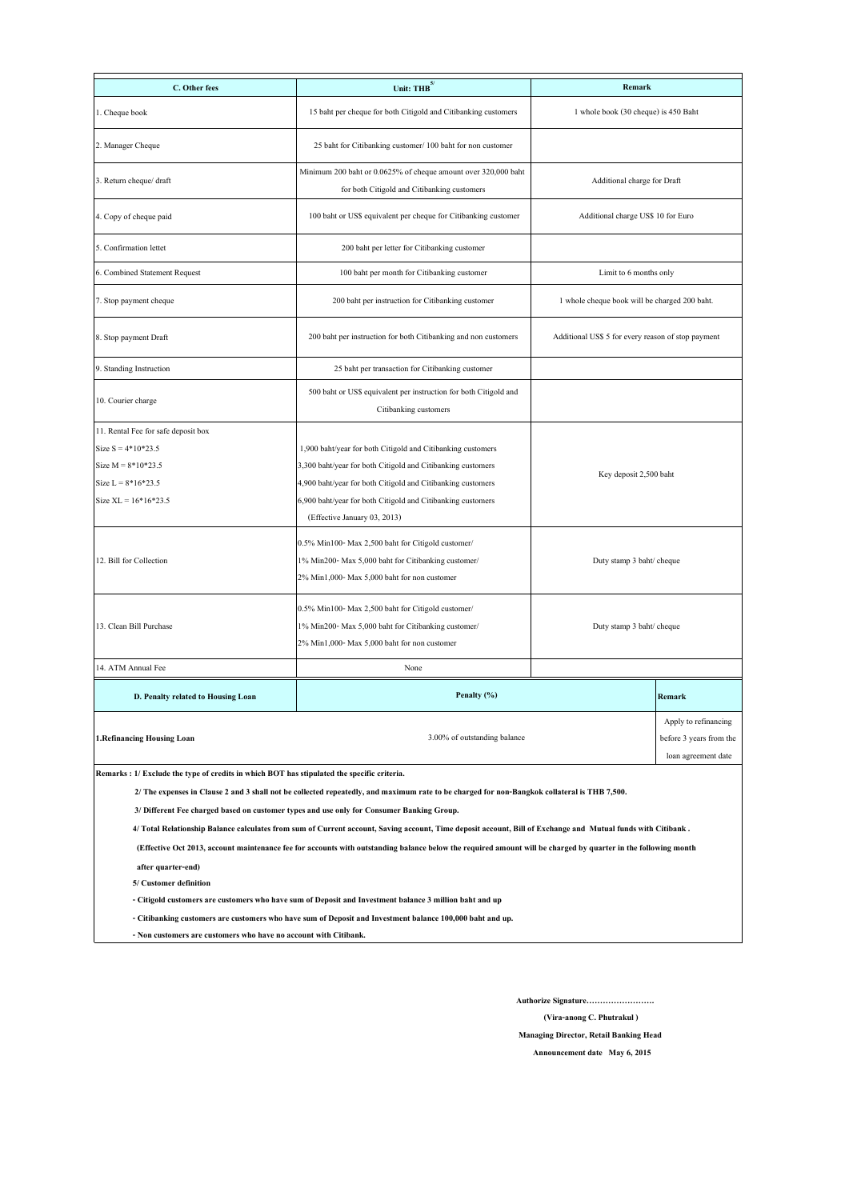| C. Other fees | Unit: THB[5/] | Remark |
|---|---|---|
| 1. Cheque book | 15 baht per cheque for both Citigold and Citibanking customers | 1 whole book (30 cheque) is 450 Baht |
| 2. Manager Cheque | 25 baht for Citibanking customer/ 100 baht for non customer | |
| 3. Return cheque/ draft | Minimum 200 baht or 0.0625% of cheque amount over 320,000 baht for both Citigold and Citibanking customers | Additional charge for Draft |
| 4. Copy of cheque paid | 100 baht or US$ equivalent per cheque for Citibanking customer | Additional charge US$ 10 for Euro |
| 5. Confirmation lettet | 200 baht per letter for Citibanking customer | |
| 6. Combined Statement Request | 100 baht per month for Citibanking customer | Limit to 6 months only |
| 7. Stop payment cheque | 200 baht per instruction for Citibanking customer | 1 whole cheque book will be charged 200 baht. |
| 8. Stop payment Draft | 200 baht per instruction for both Citibanking and non customers | Additional US$ 5 for every reason of stop payment |
| 9. Standing Instruction | 25 baht per transaction for Citibanking customer | |
| 10. Courier charge | 500 baht or US$ equivalent per instruction for both Citigold and Citibanking customers | |
| 11. Rental Fee for safe deposit box<br>Size S = 4\*10\*23.5<br>Size M = 8\*10\*23.5<br>Size L = 8\*16\*23.5<br>Size XL = 16\*16\*23.5 | 1,900 baht/year for both Citigold and Citibanking customers<br>3,300 baht/year for both Citigold and Citibanking customers<br>4,900 baht/year for both Citigold and Citibanking customers<br>6,900 baht/year for both Citigold and Citibanking customers<br>(Effective January 03, 2013) | Key deposit 2,500 baht |
| 12. Bill for Collection | 0.5% Min100- Max 2,500 baht for Citigold customer/<br>1% Min200- Max 5,000 baht for Citibanking customer/<br>2% Min1,000- Max 5,000 baht for non customer | Duty stamp 3 baht/ cheque |
| 13. Clean Bill Purchase | 0.5% Min100- Max 2,500 baht for Citigold customer/<br>1% Min200- Max 5,000 baht for Citibanking customer/<br>2% Min1,000- Max 5,000 baht for non customer | Duty stamp 3 baht/ cheque |
| 14. ATM Annual Fee | None | |

| D. Penalty related to Housing Loan | Penalty (%) | Remark |
|---|---|---|
| 1.Refinancing Housing Loan | 3.00% of outstanding balance | Apply to refinancing before 3 years from the loan agreement date |

**Remarks : 1/ Exclude the type of credits in which BOT has stipulated the specific criteria.**

**2/ The expenses in Clause 2 and 3 shall not be collected repeatedly, and maximum rate to be charged for non-Bangkok collateral is THB 7,500.**

**3/ Different Fee charged based on customer types and use only for Consumer Banking Group.**

**4/ Total Relationship Balance calculates from sum of Current account, Saving account, Time deposit account, Bill of Exchange and Mutual funds with Citibank .**

**(Effective Oct 2013, account maintenance fee for accounts with outstanding balance below the required amount will be charged by quarter in the following month after quarter-end)**

**5/ Customer definition**

**- Citigold customers are customers who have sum of Deposit and Investment balance 3 million baht and up**

**- Citibanking customers are customers who have sum of Deposit and Investment balance 100,000 baht and up.**

**- Non customers are customers who have no account with Citibank.**

**Authorize Signature…………………….**

**(Vira-anong C. Phutrakul )**

**Managing Director, Retail Banking Head**

**Announcement date May 6, 2015**